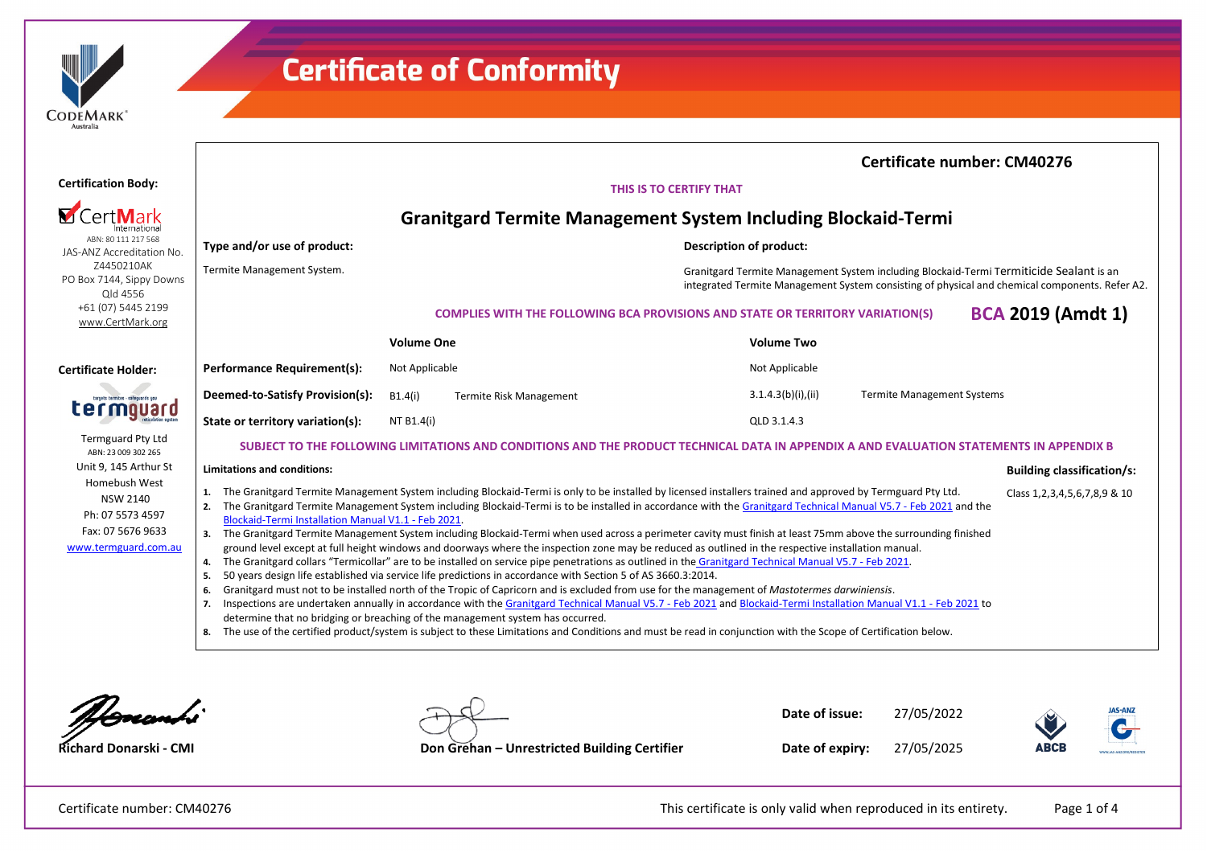# Certificate of Conformity

**Certificate number: CM40276**

**Certification Body:**

CertMark International
ABN: 80 111 217 568
JAS-ANZ Accreditation No. Z4450210AK
PO Box 7144, Sippy Downs Qld 4556
+61 (07) 5445 2199
www.CertMark.org

**Certificate Holder:**

Termguard Pty Ltd
ABN: 23 009 302 265
Unit 9, 145 Arthur St
Homebush West
NSW 2140
Ph: 07 5573 4597
Fax: 07 5676 9633
www.termguard.com.au

THIS IS TO CERTIFY THAT

## Granitgard Termite Management System Including Blockaid-Termi

**Type and/or use of product:**

Termite Management System.

**Description of product:**

Granitgard Termite Management System including Blockaid-Termi Termiticide Sealant is an integrated Termite Management System consisting of physical and chemical components. Refer A2.

**COMPLIES WITH THE FOLLOWING BCA PROVISIONS AND STATE OR TERRITORY VARIATION(S)** **BCA 2019 (Amdt 1)**

| | Volume One | | Volume Two | |
|---|---|---|---|---|
| **Performance Requirement(s):** | Not Applicable | | Not Applicable | |
| **Deemed-to-Satisfy Provision(s):** | B1.4(i) | Termite Risk Management | 3.1.4.3(b)(i),(ii) | Termite Management Systems |
| **State or territory variation(s):** | NT B1.4(i) | | QLD 3.1.4.3 | |

**SUBJECT TO THE FOLLOWING LIMITATIONS AND CONDITIONS AND THE PRODUCT TECHNICAL DATA IN APPENDIX A AND EVALUATION STATEMENTS IN APPENDIX B**

**Limitations and conditions:**

1. The Granitgard Termite Management System including Blockaid-Termi is only to be installed by licensed installers trained and approved by Termguard Pty Ltd.
2. The Granitgard Termite Management System including Blockaid-Termi is to be installed in accordance with the Granitgard Technical Manual V5.7 - Feb 2021 and the Blockaid-Termi Installation Manual V1.1 - Feb 2021.
3. The Granitgard Termite Management System including Blockaid-Termi when used across a perimeter cavity must finish at least 75mm above the surrounding finished ground level except at full height windows and doorways where the inspection zone may be reduced as outlined in the respective installation manual.
4. The Granitgard collars "Termicollar" are to be installed on service pipe penetrations as outlined in the Granitgard Technical Manual V5.7 - Feb 2021.
5. 50 years design life established via service life predictions in accordance with Section 5 of AS 3660.3:2014.
6. Granitgard must not to be installed north of the Tropic of Capricorn and is excluded from use for the management of *Mastotermes darwiniensis*.
7. Inspections are undertaken annually in accordance with the Granitgard Technical Manual V5.7 - Feb 2021 and Blockaid-Termi Installation Manual V1.1 - Feb 2021 to determine that no bridging or breaching of the management system has occurred.
8. The use of the certified product/system is subject to these Limitations and Conditions and must be read in conjunction with the Scope of Certification below.

**Building classification/s:**

Class 1,2,3,4,5,6,7,8,9 & 10

Richard Donarski - CMI

Don Grehan – Unrestricted Building Certifier

**Date of issue:** 27/05/2022

**Date of expiry:** 27/05/2025

This certificate is only valid when reproduced in its entirety.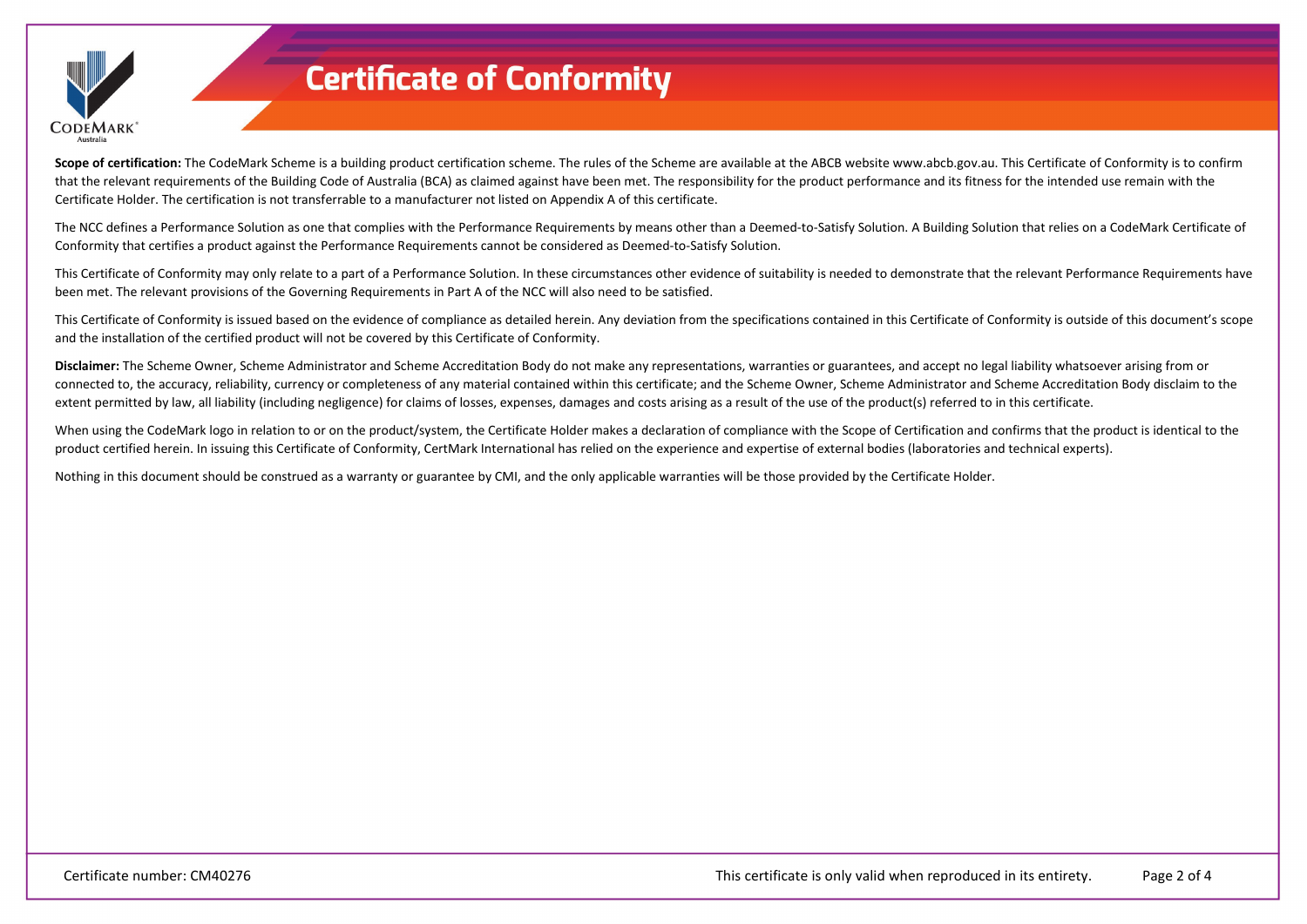# Certificate of Conformity

**Scope of certification:** The CodeMark Scheme is a building product certification scheme. The rules of the Scheme are available at the ABCB website www.abcb.gov.au. This Certificate of Conformity is to confirm that the relevant requirements of the Building Code of Australia (BCA) as claimed against have been met. The responsibility for the product performance and its fitness for the intended use remain with the Certificate Holder. The certification is not transferrable to a manufacturer not listed on Appendix A of this certificate.

The NCC defines a Performance Solution as one that complies with the Performance Requirements by means other than a Deemed-to-Satisfy Solution. A Building Solution that relies on a CodeMark Certificate of Conformity that certifies a product against the Performance Requirements cannot be considered as Deemed-to-Satisfy Solution.

This Certificate of Conformity may only relate to a part of a Performance Solution. In these circumstances other evidence of suitability is needed to demonstrate that the relevant Performance Requirements have been met. The relevant provisions of the Governing Requirements in Part A of the NCC will also need to be satisfied.

This Certificate of Conformity is issued based on the evidence of compliance as detailed herein. Any deviation from the specifications contained in this Certificate of Conformity is outside of this document's scope and the installation of the certified product will not be covered by this Certificate of Conformity.

**Disclaimer:** The Scheme Owner, Scheme Administrator and Scheme Accreditation Body do not make any representations, warranties or guarantees, and accept no legal liability whatsoever arising from or connected to, the accuracy, reliability, currency or completeness of any material contained within this certificate; and the Scheme Owner, Scheme Administrator and Scheme Accreditation Body disclaim to the extent permitted by law, all liability (including negligence) for claims of losses, expenses, damages and costs arising as a result of the use of the product(s) referred to in this certificate.

When using the CodeMark logo in relation to or on the product/system, the Certificate Holder makes a declaration of compliance with the Scope of Certification and confirms that the product is identical to the product certified herein. In issuing this Certificate of Conformity, CertMark International has relied on the experience and expertise of external bodies (laboratories and technical experts).

Nothing in this document should be construed as a warranty or guarantee by CMI, and the only applicable warranties will be those provided by the Certificate Holder.

Certificate number: CM40276

This certificate is only valid when reproduced in its entirety.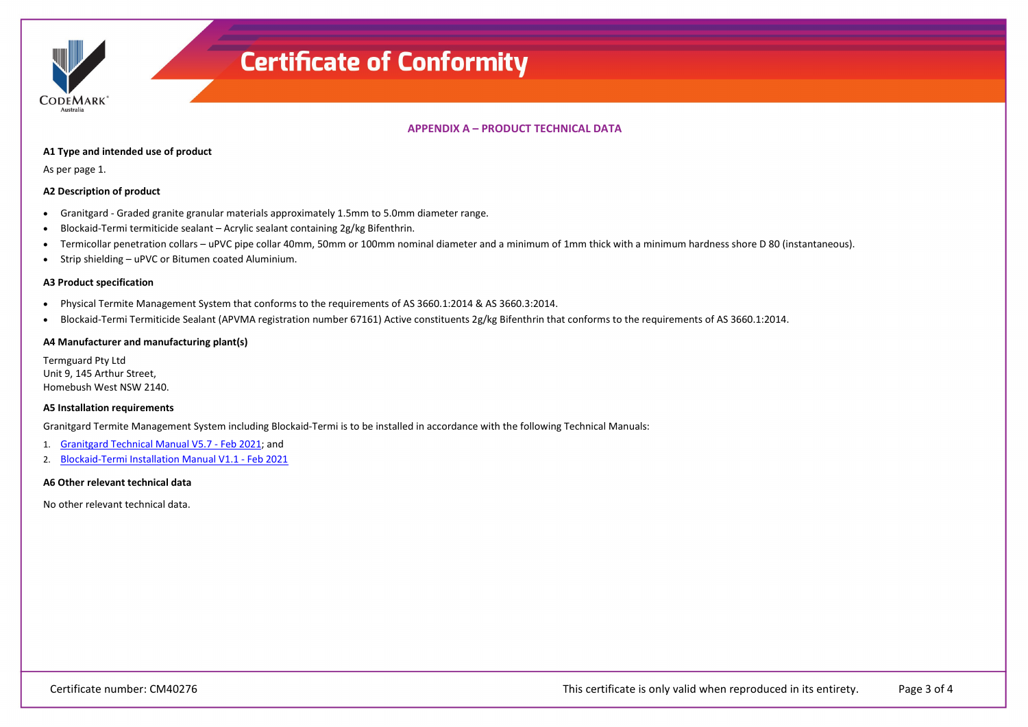# Certificate of Conformity

## APPENDIX A – PRODUCT TECHNICAL DATA

### A1 Type and intended use of product

As per page 1.

### A2 Description of product

- Granitgard - Graded granite granular materials approximately 1.5mm to 5.0mm diameter range.
- Blockaid-Termi termiticide sealant – Acrylic sealant containing 2g/kg Bifenthrin.
- Termicollar penetration collars – uPVC pipe collar 40mm, 50mm or 100mm nominal diameter and a minimum of 1mm thick with a minimum hardness shore D 80 (instantaneous).
- Strip shielding – uPVC or Bitumen coated Aluminium.

### A3 Product specification

- Physical Termite Management System that conforms to the requirements of AS 3660.1:2014 & AS 3660.3:2014.
- Blockaid-Termi Termiticide Sealant (APVMA registration number 67161) Active constituents 2g/kg Bifenthrin that conforms to the requirements of AS 3660.1:2014.

### A4 Manufacturer and manufacturing plant(s)

Termguard Pty Ltd
Unit 9, 145 Arthur Street,
Homebush West NSW 2140.

### A5 Installation requirements

Granitgard Termite Management System including Blockaid-Termi is to be installed in accordance with the following Technical Manuals:

1. Granitgard Technical Manual V5.7 - Feb 2021; and
2. Blockaid-Termi Installation Manual V1.1 - Feb 2021

### A6 Other relevant technical data

No other relevant technical data.

Certificate number: CM40276

This certificate is only valid when reproduced in its entirety.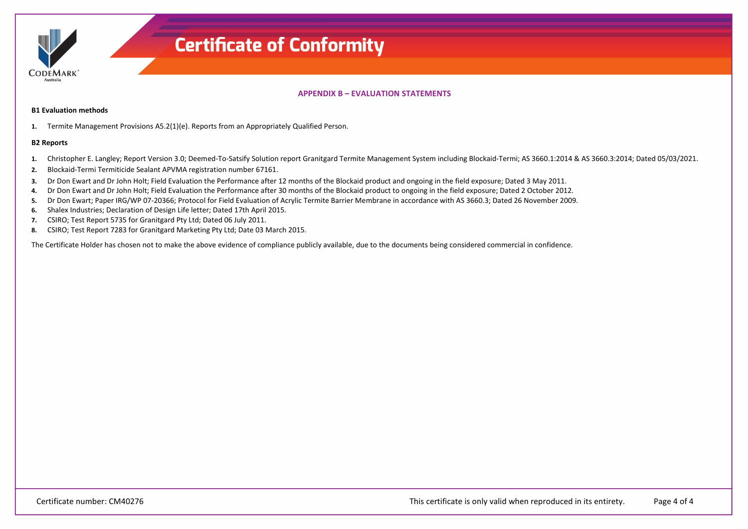# Certificate of Conformity

## APPENDIX B – EVALUATION STATEMENTS

**B1 Evaluation methods**

1. Termite Management Provisions A5.2(1)(e). Reports from an Appropriately Qualified Person.

**B2 Reports**

1. Christopher E. Langley; Report Version 3.0; Deemed-To-Satsify Solution report Granitgard Termite Management System including Blockaid-Termi; AS 3660.1:2014 & AS 3660.3:2014; Dated 05/03/2021.
2. Blockaid-Termi Termiticide Sealant APVMA registration number 67161.
3. Dr Don Ewart and Dr John Holt; Field Evaluation the Performance after 12 months of the Blockaid product and ongoing in the field exposure; Dated 3 May 2011.
4. Dr Don Ewart and Dr John Holt; Field Evaluation the Performance after 30 months of the Blockaid product to ongoing in the field exposure; Dated 2 October 2012.
5. Dr Don Ewart; Paper IRG/WP 07-20366; Protocol for Field Evaluation of Acrylic Termite Barrier Membrane in accordance with AS 3660.3; Dated 26 November 2009.
6. Shalex Industries; Declaration of Design Life letter; Dated 17th April 2015.
7. CSIRO; Test Report 5735 for Granitgard Pty Ltd; Dated 06 July 2011.
8. CSIRO; Test Report 7283 for Granitgard Marketing Pty Ltd; Date 03 March 2015.

The Certificate Holder has chosen not to make the above evidence of compliance publicly available, due to the documents being considered commercial in confidence.

Certificate number: CM40276

This certificate is only valid when reproduced in its entirety.